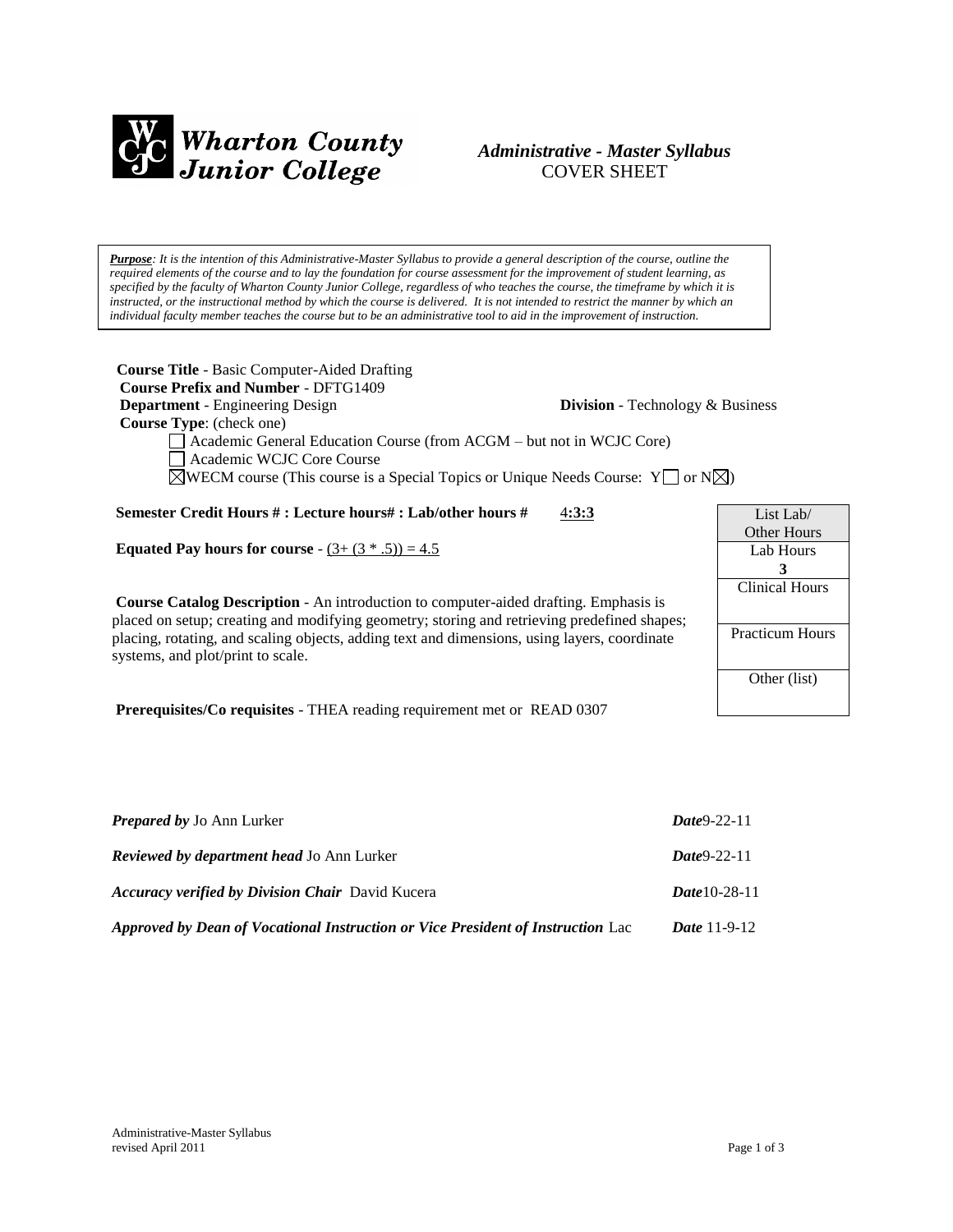*Administrative - Master Syllabus*
COVER SHEET

***Purpose**: It is the intention of this Administrative-Master Syllabus to provide a general description of the course, outline the required elements of the course and to lay the foundation for course assessment for the improvement of student learning, as specified by the faculty of Wharton County Junior College, regardless of who teaches the course, the timeframe by which it is instructed, or the instructional method by which the course is delivered. It is not intended to restrict the manner by which an individual faculty member teaches the course but to be an administrative tool to aid in the improvement of instruction.*

**Course Title** - Basic Computer-Aided Drafting
**Course Prefix and Number** - DFTG1409
**Department** - Engineering Design **Division** - Technology & Business
**Course Type**: (check one)

- ☐ Academic General Education Course (from ACGM – but not in WCJC Core)
- ☐ Academic WCJC Core Course
- ☒ WECM course (This course is a Special Topics or Unique Needs Course: Y☐ or N☒)

**Semester Credit Hours # : Lecture hours# : Lab/other hours #** 4**:3:3**

**Equated Pay hours for course** - (3+ (3 * .5)) = 4.5

**Course Catalog Description** - An introduction to computer-aided drafting. Emphasis is placed on setup; creating and modifying geometry; storing and retrieving predefined shapes; placing, rotating, and scaling objects, adding text and dimensions, using layers, coordinate systems, and plot/print to scale.

**Prerequisites/Co requisites** - THEA reading requirement met or READ 0307

| List Lab/ Other Hours |
| --- |
| Lab Hours **3** |
| Clinical Hours |
| Practicum Hours |
| Other (list) |

***Prepared by*** Jo Ann Lurker ***Date***9-22-11

***Reviewed by department head*** Jo Ann Lurker ***Date***9-22-11

***Accuracy verified by Division Chair*** David Kucera ***Date***10-28-11

***Approved by Dean of Vocational Instruction or Vice President of Instruction*** Lac ***Date*** 11-9-12

Administrative-Master Syllabus
revised April 2011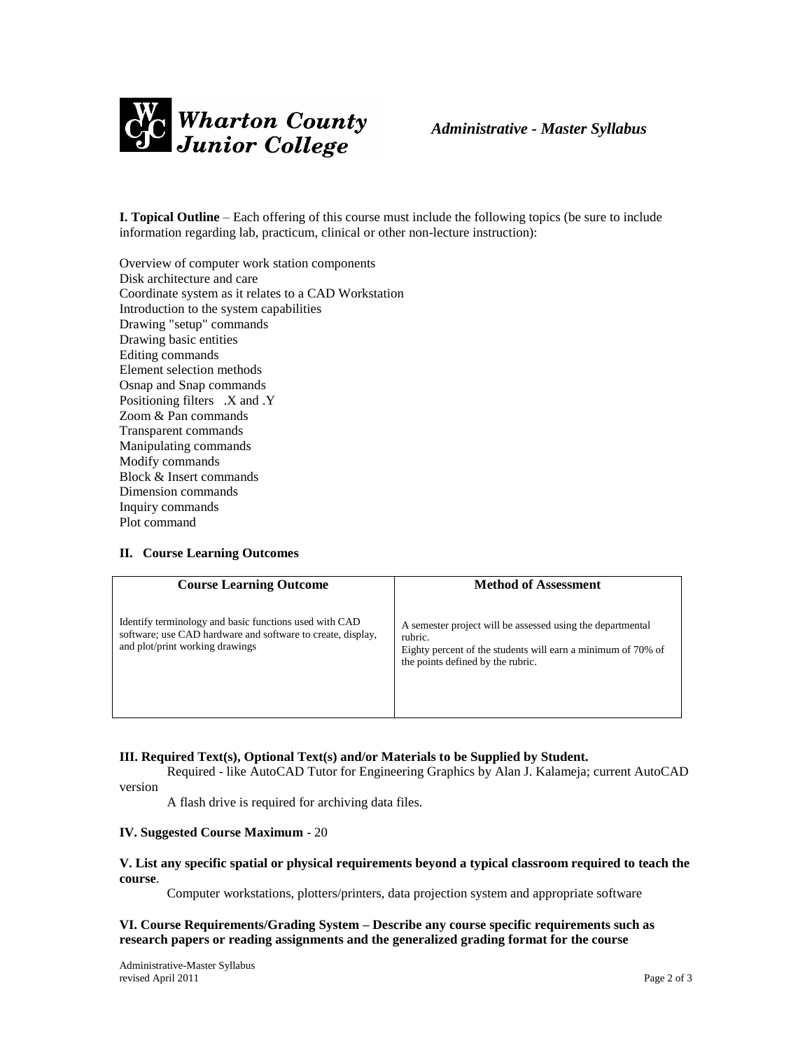**I. Topical Outline** – Each offering of this course must include the following topics (be sure to include information regarding lab, practicum, clinical or other non-lecture instruction):

Overview of computer work station components
Disk architecture and care
Coordinate system as it relates to a CAD Workstation
Introduction to the system capabilities
Drawing "setup" commands
Drawing basic entities
Editing commands
Element selection methods
Osnap and Snap commands
Positioning filters .X and .Y
Zoom & Pan commands
Transparent commands
Manipulating commands
Modify commands
Block & Insert commands
Dimension commands
Inquiry commands
Plot command

**II. Course Learning Outcomes**

| Course Learning Outcome | Method of Assessment |
| --- | --- |
| Identify terminology and basic functions used with CAD software; use CAD hardware and software to create, display, and plot/print working drawings | A semester project will be assessed using the departmental rubric. Eighty percent of the students will earn a minimum of 70% of the points defined by the rubric. |

**III. Required Text(s), Optional Text(s) and/or Materials to be Supplied by Student.**

Required - like AutoCAD Tutor for Engineering Graphics by Alan J. Kalameja; current AutoCAD version

A flash drive is required for archiving data files.

**IV. Suggested Course Maximum** - 20

**V. List any specific spatial or physical requirements beyond a typical classroom required to teach the course**.

Computer workstations, plotters/printers, data projection system and appropriate software

**VI. Course Requirements/Grading System – Describe any course specific requirements such as research papers or reading assignments and the generalized grading format for the course**

Administrative-Master Syllabus
revised April 2011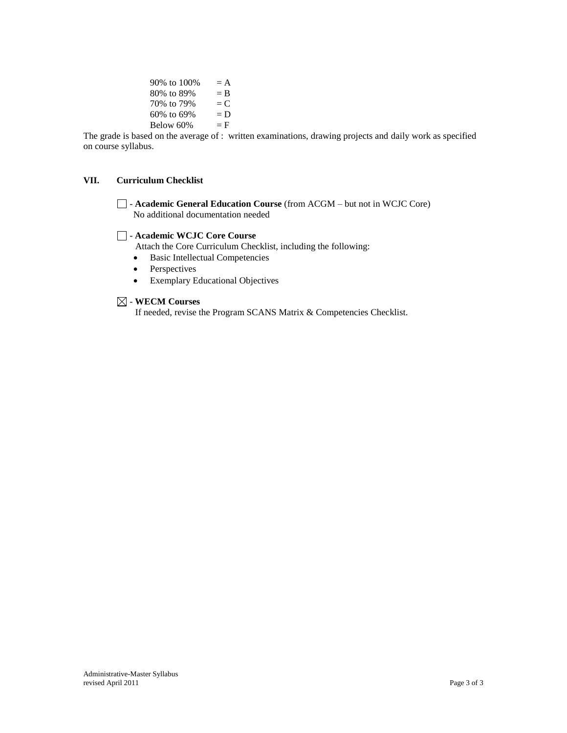| | |
|---|---|
| 90% to 100% | = A |
| 80% to 89% | = B |
| 70% to 79% | = C |
| 60% to 69% | = D |
| Below 60% | = F |

The grade is based on the average of : written examinations, drawing projects and daily work as specified on course syllabus.

## VII. Curriculum Checklist

☐ - **Academic General Education Course** (from ACGM – but not in WCJC Core)
No additional documentation needed

☐ - **Academic WCJC Core Course**
Attach the Core Curriculum Checklist, including the following:

- Basic Intellectual Competencies
- Perspectives
- Exemplary Educational Objectives

☒ - **WECM Courses**
If needed, revise the Program SCANS Matrix & Competencies Checklist.